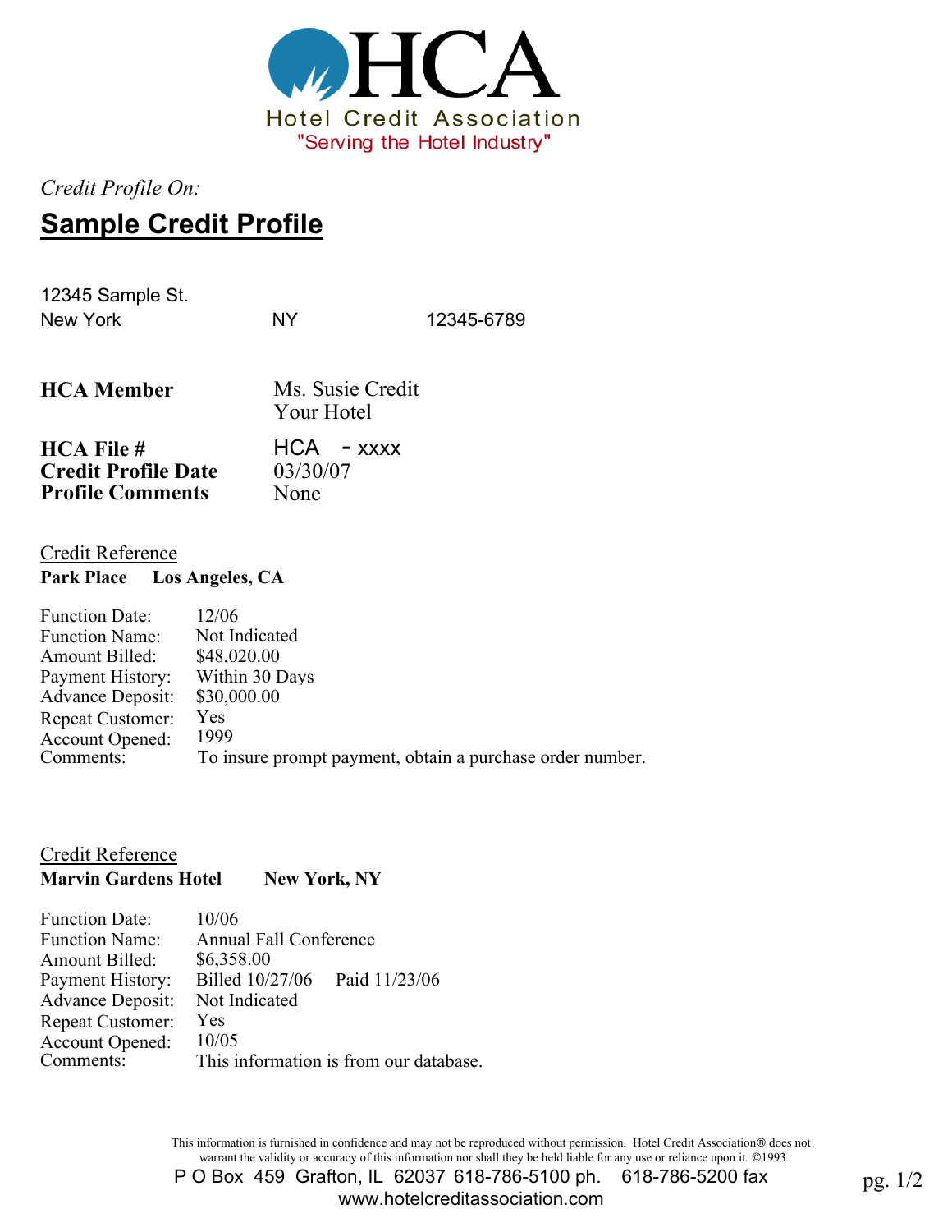HCA

Hotel Credit Association

"Serving the Hotel Industry"

*Credit Profile On:*

# Sample Credit Profile

12345 Sample St.
New York NY 12345-6789

**HCA Member** Ms. Susie Credit
Your Hotel

**HCA File #** HCA - xxxx
**Credit Profile Date** 03/30/07
**Profile Comments** None

## Credit Reference

**Park Place Los Angeles, CA**

Function Date: 12/06
Function Name: Not Indicated
Amount Billed: $48,020.00
Payment History: Within 30 Days
Advance Deposit: $30,000.00
Repeat Customer: Yes
Account Opened: 1999
Comments: To insure prompt payment, obtain a purchase order number.

## Credit Reference

**Marvin Gardens Hotel New York, NY**

Function Date: 10/06
Function Name: Annual Fall Conference
Amount Billed: $6,358.00
Payment History: Billed 10/27/06 Paid 11/23/06
Advance Deposit: Not Indicated
Repeat Customer: Yes
Account Opened: 10/05
Comments: This information is from our database.

This information is furnished in confidence and may not be reproduced without permission. Hotel Credit Association® does not warrant the validity or accuracy of this information nor shall they be held liable for any use or reliance upon it. ©1993

P O Box 459 Grafton, IL 62037 618-786-5100 ph. 618-786-5200 fax
www.hotelcreditassociation.com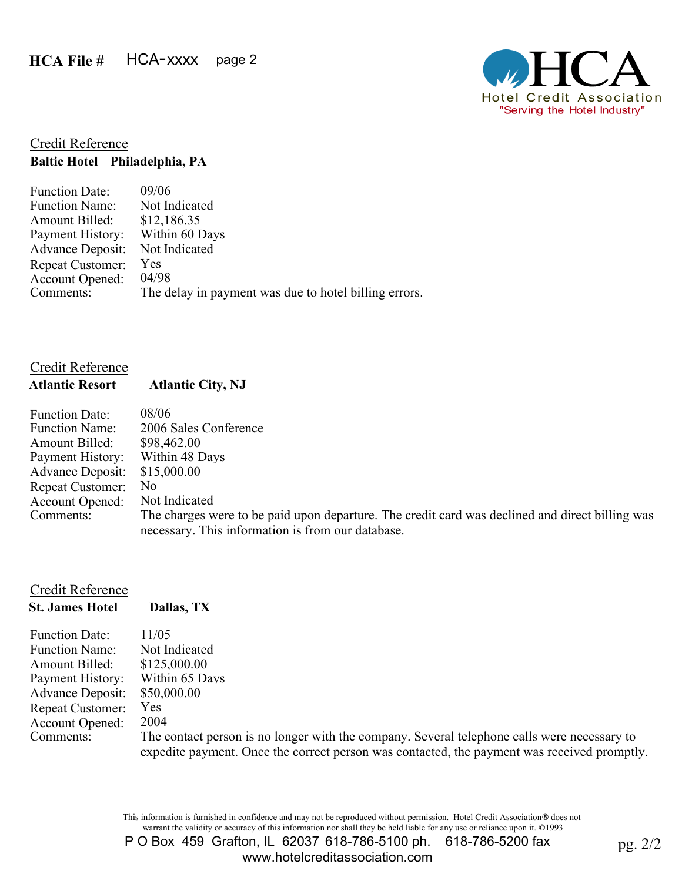**HCA File #** HCA-xxxx page 2

HCA
Hotel Credit Association
"Serving the Hotel Industry"

Credit Reference
**Baltic Hotel Philadelphia, PA**

| | |
|---|---|
| Function Date: | 09/06 |
| Function Name: | Not Indicated |
| Amount Billed: | $12,186.35 |
| Payment History: | Within 60 Days |
| Advance Deposit: | Not Indicated |
| Repeat Customer: | Yes |
| Account Opened: | 04/98 |
| Comments: | The delay in payment was due to hotel billing errors. |

Credit Reference
**Atlantic Resort Atlantic City, NJ**

| | |
|---|---|
| Function Date: | 08/06 |
| Function Name: | 2006 Sales Conference |
| Amount Billed: | $98,462.00 |
| Payment History: | Within 48 Days |
| Advance Deposit: | $15,000.00 |
| Repeat Customer: | No |
| Account Opened: | Not Indicated |
| Comments: | The charges were to be paid upon departure. The credit card was declined and direct billing was necessary. This information is from our database. |

Credit Reference
**St. James Hotel Dallas, TX**

| | |
|---|---|
| Function Date: | 11/05 |
| Function Name: | Not Indicated |
| Amount Billed: | $125,000.00 |
| Payment History: | Within 65 Days |
| Advance Deposit: | $50,000.00 |
| Repeat Customer: | Yes |
| Account Opened: | 2004 |
| Comments: | The contact person is no longer with the company. Several telephone calls were necessary to expedite payment. Once the correct person was contacted, the payment was received promptly. |

This information is furnished in confidence and may not be reproduced without permission. Hotel Credit Association® does not warrant the validity or accuracy of this information nor shall they be held liable for any use or reliance upon it. ©1993

P O Box 459 Grafton, IL 62037 618-786-5100 ph. 618-786-5200 fax
www.hotelcreditassociation.com